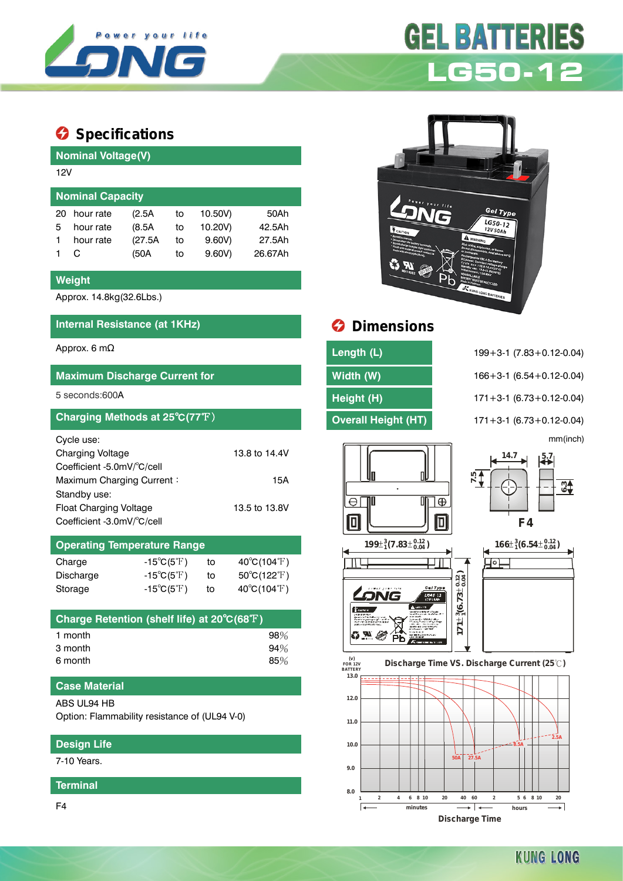# GEL BATTERIES

## LG50-12

## Specifications

### Nominal Voltage(V)

12V

### Nominal Capacity

| | | | | | |
|---|---|---|---|---|---|
| 20 | hour rate | (2.5A | to | 10.50V) | 50Ah |
| 5 | hour rate | (8.5A | to | 10.20V) | 42.5Ah |
| 1 | hour rate | (27.5A | to | 9.60V) | 27.5Ah |
| 1 | C | (50A | to | 9.60V) | 26.67Ah |

### Weight

Approx. 14.8kg(32.6Lbs.)

### Internal Resistance (at 1KHz)

Approx. 6 mΩ

### Maximum Discharge Current for

5 seconds:600A

### Charging Methods at 25℃(77℉)

Cycle use:
Charging Voltage 13.8 to 14.4V
Coefficient -5.0mV/℃/cell
Maximum Charging Current： 15A
Standby use:
Float Charging Voltage 13.5 to 13.8V
Coefficient -3.0mV/℃/cell

### Operating Temperature Range

| | | | |
|---|---|---|---|
| Charge | -15℃(5℉) | to | 40℃(104℉) |
| Discharge | -15℃(5℉) | to | 50℃(122℉) |
| Storage | -15℃(5℉) | to | 40℃(104℉) |

### Charge Retention (shelf life) at 20℃(68℉)

| | |
|---|---|
| 1 month | 98% |
| 3 month | 94% |
| 6 month | 85% |

### Case Material

ABS UL94 HB
Option: Flammability resistance of (UL94 V-0)

### Design Life

7-10 Years.

### Terminal

F4

## Dimensions

| | |
|---|---|
| Length (L) | 199+3-1 (7.83+0.12-0.04) |
| Width (W) | 166+3-1 (6.54+0.12-0.04) |
| Height (H) | 171+3-1 (6.73+0.12-0.04) |
| Overall Height (HT) | 171+3-1 (6.73+0.12-0.04) |

mm(inch)

F4: 14.7, 5.7, 7.5, 6.3

$199\pm^{3}_{1}(7.83\pm^{0.12}_{0.04})$ $166\pm^{3}_{1}(6.54\pm^{0.12}_{0.04})$ $171\pm^{3}_{1}(6.73\pm^{0.12}_{0.04})$

Discharge Time VS. Discharge Current (25℃)

(V) FOR 12V BATTERY: 13.0, 12.0, 11.0, 10.0, 9.0, 8.0

50A, 27.5A, 8.5A, 2.5A

minutes: 1, 2, 4, 6, 8, 10, 20, 40, 60; hours: 2, 5, 6, 8, 10, 20

Discharge Time

KUNG LONG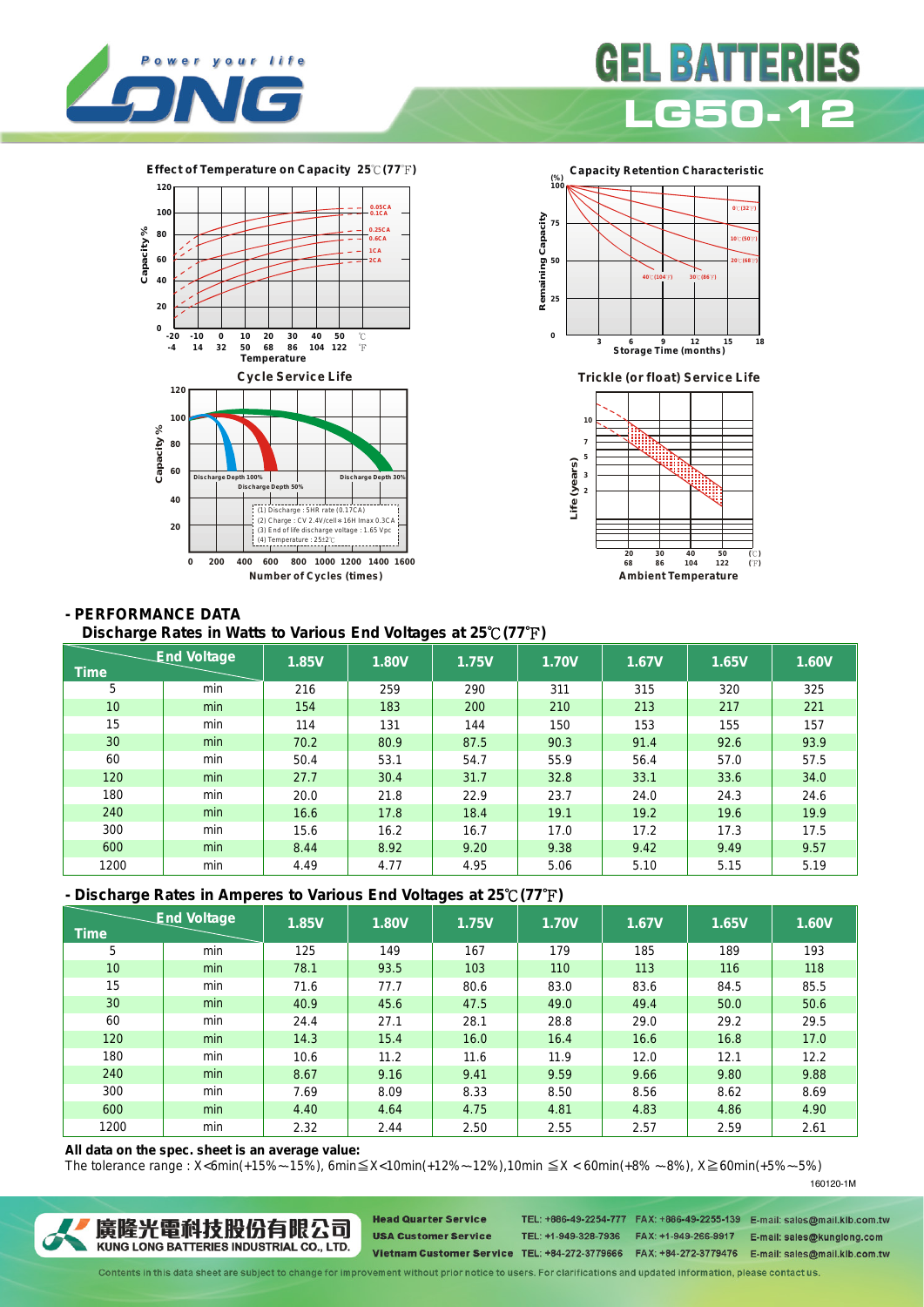# GEL BATTERIES

## LG50-12

Power your life

LONG

### Effect of Temperature on Capacity 25℃(77℉)

Capacity %

120
100
80
60
40
20
0

0.05CA
0.1CA
0.25CA
0.6CA
1CA
2CA

-20 -10 0 10 20 30 40 50 ℃
-4 14 32 50 68 86 104 122 ℉
Temperature

### Capacity Retention Characteristic

(%)
100
75
50
25
0

Remaining Capacity

0℃(32℉)
10℃(50℉)
20℃(68℉)
40℃(104℉)
30℃(86℉)

3 6 9 12 15 18
Storage Time (months)

### Cycle Service Life

Capacity %

120
100
80
60
40
20

Discharge Depth 100%
Discharge Depth 50%
Discharge Depth 30%

(1) Discharge : 5HR rate (0.17CA)
(2) Charge : CV 2.4V/cell×16H Imax 0.3CA
(3) End of life discharge voltage : 1.65 Vpc
(4) Temperature : 25±2℃

0 200 400 600 800 1000 1200 1400 1600
Number of Cycles (times)

### Trickle (or float) Service Life

Life (years)

10
7
5
3
2

20 30 40 50 (℃)
68 86 104 122 (℉)
Ambient Temperature

## - PERFORMANCE DATA

### Discharge Rates in Watts to Various End Voltages at 25℃(77℉)

| Time | End Voltage | 1.85V | 1.80V | 1.75V | 1.70V | 1.67V | 1.65V | 1.60V |
|---|---|---|---|---|---|---|---|---|
| 5 | min | 216 | 259 | 290 | 311 | 315 | 320 | 325 |
| 10 | min | 154 | 183 | 200 | 210 | 213 | 217 | 221 |
| 15 | min | 114 | 131 | 144 | 150 | 153 | 155 | 157 |
| 30 | min | 70.2 | 80.9 | 87.5 | 90.3 | 91.4 | 92.6 | 93.9 |
| 60 | min | 50.4 | 53.1 | 54.7 | 55.9 | 56.4 | 57.0 | 57.5 |
| 120 | min | 27.7 | 30.4 | 31.7 | 32.8 | 33.1 | 33.6 | 34.0 |
| 180 | min | 20.0 | 21.8 | 22.9 | 23.7 | 24.0 | 24.3 | 24.6 |
| 240 | min | 16.6 | 17.8 | 18.4 | 19.1 | 19.2 | 19.6 | 19.9 |
| 300 | min | 15.6 | 16.2 | 16.7 | 17.0 | 17.2 | 17.3 | 17.5 |
| 600 | min | 8.44 | 8.92 | 9.20 | 9.38 | 9.42 | 9.49 | 9.57 |
| 1200 | min | 4.49 | 4.77 | 4.95 | 5.06 | 5.10 | 5.15 | 5.19 |

### - Discharge Rates in Amperes to Various End Voltages at 25℃(77℉)

| Time | End Voltage | 1.85V | 1.80V | 1.75V | 1.70V | 1.67V | 1.65V | 1.60V |
|---|---|---|---|---|---|---|---|---|
| 5 | min | 125 | 149 | 167 | 179 | 185 | 189 | 193 |
| 10 | min | 78.1 | 93.5 | 103 | 110 | 113 | 116 | 118 |
| 15 | min | 71.6 | 77.7 | 80.6 | 83.0 | 83.6 | 84.5 | 85.5 |
| 30 | min | 40.9 | 45.6 | 47.5 | 49.0 | 49.4 | 50.0 | 50.6 |
| 60 | min | 24.4 | 27.1 | 28.1 | 28.8 | 29.0 | 29.2 | 29.5 |
| 120 | min | 14.3 | 15.4 | 16.0 | 16.4 | 16.6 | 16.8 | 17.0 |
| 180 | min | 10.6 | 11.2 | 11.6 | 11.9 | 12.0 | 12.1 | 12.2 |
| 240 | min | 8.67 | 9.16 | 9.41 | 9.59 | 9.66 | 9.80 | 9.88 |
| 300 | min | 7.69 | 8.09 | 8.33 | 8.50 | 8.56 | 8.62 | 8.69 |
| 600 | min | 4.40 | 4.64 | 4.75 | 4.81 | 4.83 | 4.86 | 4.90 |
| 1200 | min | 2.32 | 2.44 | 2.50 | 2.55 | 2.57 | 2.59 | 2.61 |

**All data on the spec. sheet is an average value:**

The tolerance range : X<6min(+15%~15%), 6min≦X<10min(+12%~12%),10min ≦X <60min(+8% ~8%), X≧60min(+5%~5%)

160120-1M

廣隆光電科技股份有限公司
KUNG LONG BATTERIES INDUSTRIAL CO., LTD.

| | | | |
|---|---|---|---|
| **Head Quarter Service** | TEL: +886-49-2254-777 | FAX: +886-49-2255-139 | E-mail: sales@mail.klb.com.tw |
| **USA Customer Service** | TEL: +1-949-328-7936 | FAX: +1-949-266-8917 | E-mail: sales@kunglong.com |
| **Vietnam Customer Service** | TEL: +84-272-3779666 | FAX: +84-272-3779476 | E-mail: sales@mail.klb.com.tw |

Contents in this data sheet are subject to change for improvement without prior notice to users. For clarifications and updated information, please contact us.